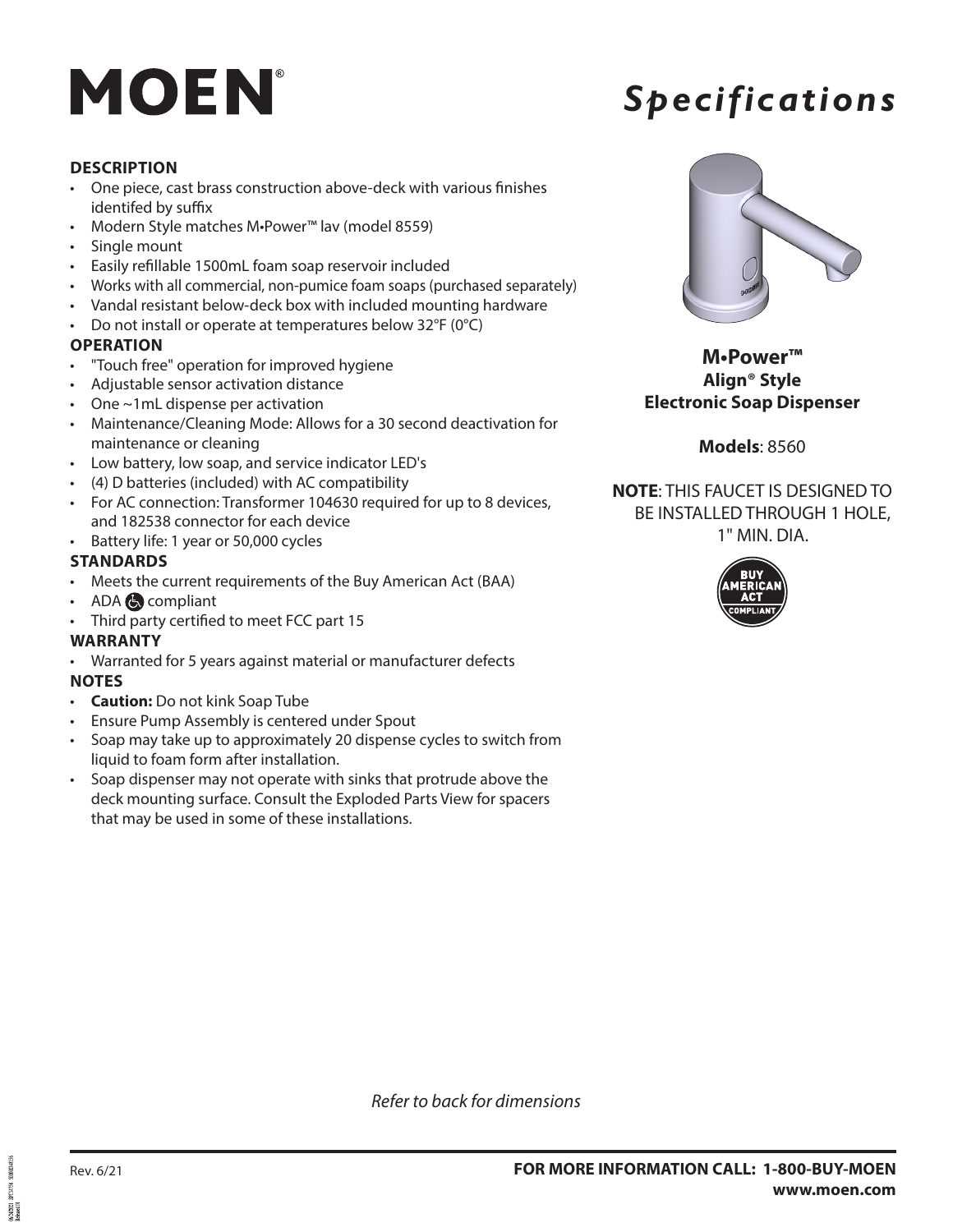# MOEN

# *Specifications*

## DESCRIPTION

- One piece, cast brass construction above-deck with various finishes identifed by suffix
- Modern Style matches M•Power™ lav (model 8559)
- Single mount
- Easily refillable 1500mL foam soap reservoir included
- Works with all commercial, non-pumice foam soaps (purchased separately)
- Vandal resistant below-deck box with included mounting hardware
- Do not install or operate at temperatures below 32°F (0°C)

## OPERATION

- "Touch free" operation for improved hygiene
- Adjustable sensor activation distance
- One ~1mL dispense per activation
- Maintenance/Cleaning Mode: Allows for a 30 second deactivation for maintenance or cleaning
- Low battery, low soap, and service indicator LED's
- (4) D batteries (included) with AC compatibility
- For AC connection: Transformer 104630 required for up to 8 devices, and 182538 connector for each device
- Battery life: 1 year or 50,000 cycles

## STANDARDS

- Meets the current requirements of the Buy American Act (BAA)
- ADA compliant
- Third party certified to meet FCC part 15

## WARRANTY

- Warranted for 5 years against material or manufacturer defects

## NOTES

- **Caution:** Do not kink Soap Tube
- Ensure Pump Assembly is centered under Spout
- Soap may take up to approximately 20 dispense cycles to switch from liquid to foam form after installation.
- Soap dispenser may not operate with sinks that protrude above the deck mounting surface. Consult the Exploded Parts View for spacers that may be used in some of these installations.

**M•Power™**
**Align® Style**
**Electronic Soap Dispenser**

**Models**: 8560

**NOTE**: THIS FAUCET IS DESIGNED TO BE INSTALLED THROUGH 1 HOLE, 1" MIN. DIA.

BUY AMERICAN ACT COMPLIANT

*Refer to back for dimensions*

Rev. 6/21

**FOR MORE INFORMATION CALL: 1-800-BUY-MOEN**
**www.moen.com**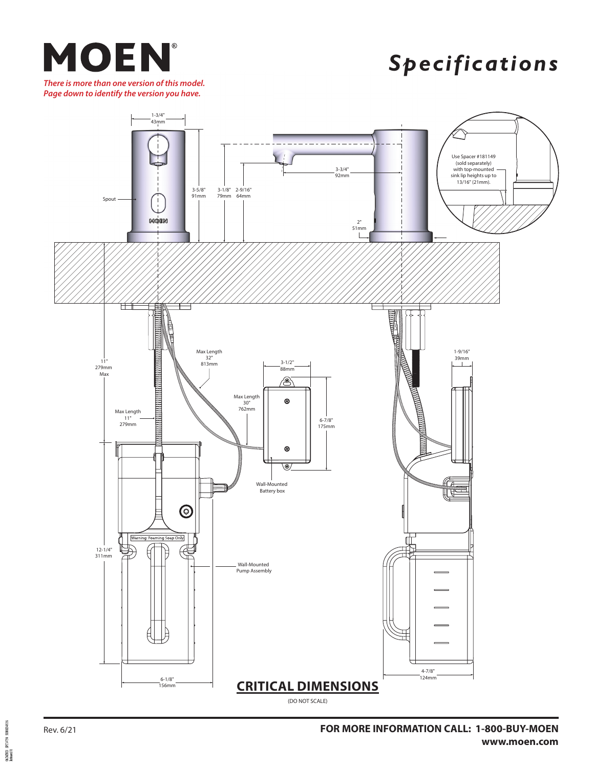# MOEN®

***There is more than one version of this model. Page down to identify the version you have.***

# *Specifications*

1-3/4"
43mm

3-5/8"
91mm

3-1/8"
79mm

2-9/16"
64mm

3-3/4"
92mm

2"
51mm

Spout

Use Spacer #181149 (sold separately) with top-mounted sink lip heights up to 13/16" (21mm).

11"
279mm
Max

Max Length
32"
813mm

3-1/2"
88mm

Max Length
30"
762mm

6-7/8"
175mm

1-9/16"
39mm

Max Length
11"
279mm

Wall-Mounted Battery box

Warning: Foaming Soap Only

12-1/4"
311mm

Wall-Mounted Pump Assembly

6-1/8"
156mm

4-7/8"
124mm

## CRITICAL DIMENSIONS

(DO NOT SCALE)

Rev. 6/21

**FOR MORE INFORMATION CALL: 1-800-BUY-MOEN**
**www.moen.com**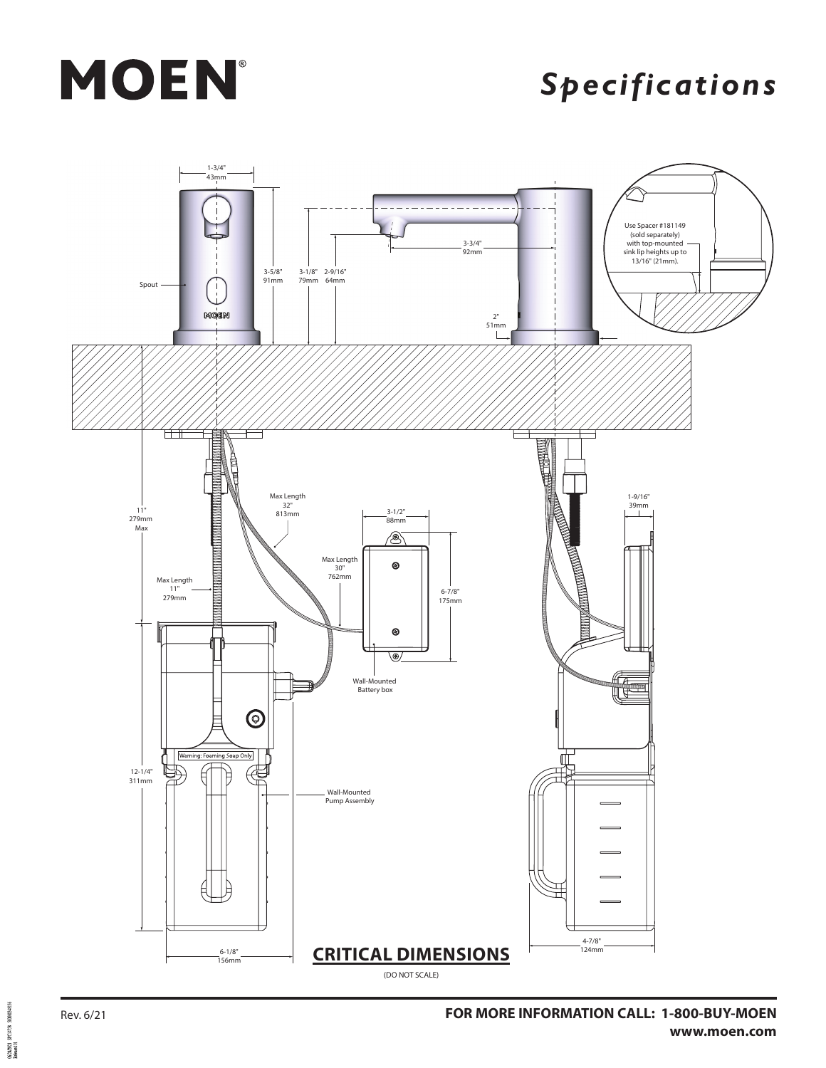# MOEN®

## *Specifications*

1-3/4"
43mm

Spout

3-5/8"
91mm

3-1/8"
79mm

2-9/16"
64mm

3-3/4"
92mm

2"
51mm

Use Spacer #181149 (sold separately) with top-mounted sink lip heights up to 13/16" (21mm).

11"
279mm
Max

Max Length
32"
813mm

Max Length
11"
279mm

Max Length
30"
762mm

3-1/2"
88mm

6-7/8"
175mm

1-9/16"
39mm

Wall-Mounted
Battery box

Warning: Foaming Soap Only

12-1/4"
311mm

Wall-Mounted
Pump Assembly

6-1/8"
156mm

4-7/8"
124mm

## CRITICAL DIMENSIONS

(DO NOT SCALE)

Rev. 6/21

**FOR MORE INFORMATION CALL: 1-800-BUY-MOEN**
**www.moen.com**